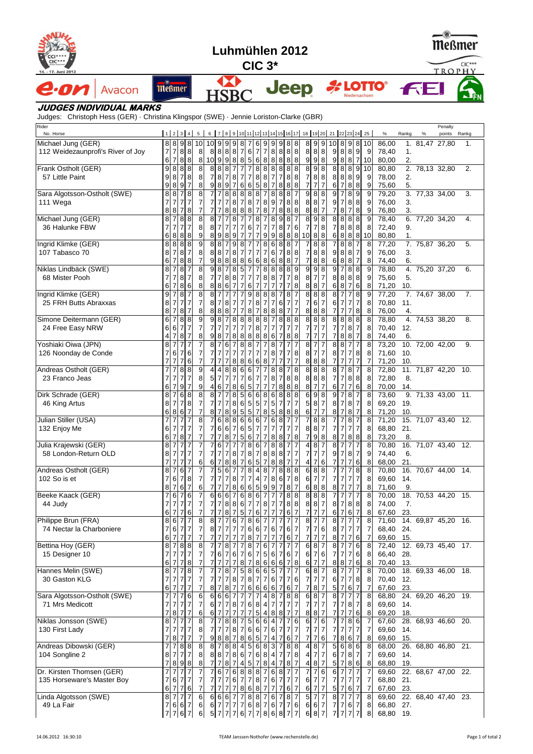# Luhmühlen 2012

## CIC 3*

### JUDGES INDIVIDUAL MARKS

Judges: Christoph Hess (GER) · Christina Klingspor (SWE) · Jennie Loriston-Clarke (GBR)

| Rider / No. Horse | 1 | 2 | 3 | 4 | 5 | 6 | 7 | 8 | 9 | 10 | 11 | 12 | 13 | 14 | 15 | 16 | 17 | 18 | 19 | 20 | 21 | 22 | 23 | 24 | 25 | % | Rankg | Penalty % | Penalty points | Rankg |
|---|---|---|---|---|---|---|---|---|---|---|---|---|---|---|---|---|---|---|---|---|---|---|---|---|---|---|---|---|---|---|
| Michael Jung (GER) | 8 | 8 | 9 | 8 | 10 | 10 | 9 | 9 | 9 | 8 | 7 | 6 | 9 | 9 | 9 | 8 | 8 | 8 | 9 | 9 | 10 | 8 | 9 | 8 | 10 | 86,00 | 1. | 81,47 | 27,80 | 1. |
| 112 Weidezaunprofi's River of Joy | 7 | 7 | 8 | 8 | 8 | 8 | 8 | 8 | 8 | 7 | 6 | 7 | 7 | 8 | 8 | 8 | 8 | 8 | 8 | 8 | 9 | 8 | 8 | 9 | 9 | 78,40 | 1. | | | |
| | 6 | 7 | 8 | 8 | 8 | 10 | 9 | 9 | 8 | 8 | 5 | 6 | 8 | 8 | 8 | 8 | 8 | 9 | 9 | 8 | 9 | 8 | 8 | 7 | 10 | 80,00 | 2. | | | |
| Frank Ostholt (GER) | 9 | 8 | 8 | 8 | 8 | 8 | 8 | 8 | 7 | 7 | 7 | 8 | 8 | 8 | 8 | 8 | 8 | 8 | 9 | 8 | 8 | 8 | 8 | 9 | 10 | 80,80 | 2. | 78,13 | 32,80 | 2. |
| 57 Little Paint | 9 | 8 | 7 | 8 | 8 | 7 | 8 | 7 | 8 | 7 | 7 | 8 | 8 | 7 | 7 | 8 | 8 | 7 | 8 | 8 | 8 | 8 | 8 | 9 | 9 | 78,00 | 2. | | | |
| | 9 | 8 | 9 | 7 | 8 | 9 | 8 | 9 | 7 | 6 | 6 | 5 | 8 | 7 | 8 | 8 | 8 | 7 | 7 | 7 | 6 | 7 | 8 | 8 | 9 | 75,60 | 5. | | | |
| Sara Algotsson-Ostholt (SWE) | 8 | 8 | 7 | 8 | 8 | 7 | 7 | 8 | 8 | 8 | 8 | 8 | 7 | 8 | 8 | 8 | 7 | 9 | 8 | 8 | 9 | 7 | 8 | 9 | 9 | 79,20 | 3. | 77,33 | 34,00 | 3. |
| 111 Wega | 7 | 7 | 7 | 7 | 7 | 7 | 7 | 7 | 8 | 7 | 8 | 7 | 8 | 9 | 7 | 8 | 8 | 8 | 8 | 7 | 9 | 7 | 8 | 8 | 9 | 76,00 | 3. | | | |
| | 8 | 8 | 7 | 8 | 7 | 7 | 7 | 8 | 8 | 8 | 8 | 7 | 8 | 7 | 8 | 8 | 8 | 8 | 8 | 7 | 7 | 8 | 7 | 8 | 9 | 76,80 | 3. | | | |
| Michael Jung (GER) | 8 | 7 | 8 | 8 | 8 | 8 | 7 | 7 | 8 | 7 | 7 | 8 | 7 | 8 | 9 | 8 | 7 | 8 | 9 | 8 | 8 | 8 | 8 | 8 | 9 | 78,40 | 6. | 77,20 | 34,20 | 4. |
| 36 Halunke FBW | 7 | 7 | 7 | 7 | 8 | 8 | 7 | 7 | 7 | 7 | 6 | 7 | 7 | 7 | 8 | 7 | 6 | 7 | 7 | 8 | 7 | 8 | 8 | 8 | 8 | 72,40 | 9. | | | |
| | 6 | 8 | 8 | 8 | 9 | 8 | 9 | 8 | 9 | 7 | 7 | 7 | 9 | 9 | 8 | 8 | 8 | 10 | 8 | 8 | 6 | 8 | 8 | 8 | 10 | 80,80 | 1. | | | |
| Ingrid Klimke (GER) | 8 | 8 | 8 | 8 | 9 | 8 | 8 | 7 | 9 | 8 | 7 | 7 | 8 | 6 | 8 | 8 | 7 | 7 | 8 | 8 | 7 | 8 | 8 | 7 | 8 | 77,20 | 7. | 75,87 | 36,20 | 5. |
| 107 Tabasco 70 | 8 | 7 | 8 | 7 | 8 | 8 | 8 | 7 | 8 | 7 | 7 | 7 | 7 | 6 | 7 | 8 | 8 | 7 | 8 | 8 | 9 | 8 | 8 | 7 | 9 | 76,00 | 3. | | | |
| | 6 | 7 | 8 | 8 | 7 | 9 | 8 | 8 | 8 | 8 | 6 | 6 | 8 | 6 | 8 | 8 | 7 | 7 | 8 | 8 | 6 | 8 | 8 | 7 | 8 | 74,40 | 6. | | | |
| Niklas Lindbäck (SWE) | 8 | 7 | 8 | 7 | 9 | 8 | 7 | 8 | 5 | 7 | 7 | 8 | 8 | 8 | 8 | 8 | 9 | 9 | 9 | 8 | 9 | 7 | 8 | 8 | 9 | 78,80 | 4. | 75,20 | 37,20 | 6. |
| 68 Mister Pooh | 7 | 7 | 8 | 7 | 8 | 7 | 7 | 8 | 8 | 7 | 7 | 7 | 8 | 8 | 7 | 7 | 8 | 8 | 7 | 7 | 8 | 8 | 8 | 8 | 9 | 75,60 | 5. | | | |
| | 6 | 7 | 8 | 6 | 8 | 8 | 8 | 6 | 7 | 7 | 6 | 7 | 7 | 7 | 7 | 7 | 8 | 8 | 8 | 7 | 6 | 8 | 7 | 6 | 8 | 71,20 | 10. | | | |
| Ingrid Klimke (GER) | 9 | 7 | 8 | 7 | 8 | 8 | 7 | 7 | 7 | 7 | 9 | 8 | 8 | 8 | 7 | 8 | 7 | 8 | 8 | 8 | 8 | 7 | 7 | 8 | 9 | 77,20 | 7. | 74,67 | 38,00 | 7. |
| 25 FRH Butts Abraxxas | 8 | 7 | 7 | 7 | 7 | 8 | 7 | 8 | 7 | 7 | 7 | 8 | 7 | 7 | 6 | 7 | 7 | 7 | 6 | 7 | 6 | 7 | 7 | 7 | 8 | 70,80 | 11. | | | |
| | 8 | 7 | 8 | 7 | 8 | 8 | 8 | 8 | 7 | 7 | 8 | 7 | 8 | 8 | 8 | 7 | 7 | 8 | 8 | 8 | 7 | 7 | 7 | 8 | 8 | 76,00 | 4. | | | |
| Simone Deitermann (GER) | 6 | 7 | 8 | 8 | 9 | 9 | 8 | 7 | 8 | 8 | 8 | 8 | 8 | 7 | 8 | 8 | 8 | 8 | 8 | 8 | 8 | 8 | 8 | 8 | 8 | 78,80 | 4. | 74,53 | 38,20 | 8. |
| 24 Free Easy NRW | 6 | 6 | 7 | 7 | 7 | 7 | 7 | 7 | 7 | 7 | 7 | 8 | 7 | 7 | 7 | 7 | 7 | 7 | 7 | 7 | 7 | 7 | 8 | 7 | 8 | 70,40 | 12. | | | |
| | 4 | 7 | 8 | 7 | 8 | 9 | 8 | 7 | 8 | 8 | 8 | 8 | 8 | 6 | 7 | 8 | 8 | 7 | 7 | 7 | 7 | 8 | 8 | 7 | 8 | 74,40 | 6. | | | |
| Yoshiaki Oiwa (JPN) | 8 | 7 | 7 | 7 | 7 | 8 | 7 | 6 | 7 | 8 | 8 | 7 | 7 | 8 | 7 | 7 | 7 | 8 | 7 | 7 | 8 | 8 | 7 | 7 | 8 | 73,20 | 10. | 72,00 | 42,00 | 9. |
| 126 Noonday de Conde | 7 | 6 | 7 | 6 | 7 | 7 | 7 | 7 | 7 | 7 | 7 | 7 | 7 | 8 | 7 | 7 | 8 | 8 | 7 | 7 | 8 | 7 | 7 | 8 | 8 | 71,60 | 10. | | | |
| | 7 | 7 | 7 | 6 | 7 | 7 | 7 | 7 | 8 | 8 | 6 | 6 | 8 | 7 | 7 | 7 | 7 | 8 | 8 | 8 | 7 | 7 | 7 | 7 | 7 | 71,20 | 10. | | | |
| Andreas Ostholt (GER) | 7 | 7 | 8 | 8 | 9 | 4 | 4 | 8 | 8 | 6 | 6 | 7 | 8 | 8 | 7 | 8 | 8 | 8 | 8 | 8 | 8 | 7 | 8 | 7 | 8 | 72,80 | 11. | 71,87 | 42,20 | 10. |
| 23 Franco Jeas | 7 | 7 | 7 | 7 | 8 | 5 | 7 | 7 | 7 | 7 | 6 | 7 | 7 | 8 | 7 | 8 | 8 | 8 | 8 | 8 | 7 | 7 | 8 | 8 | 8 | 72,80 | 8. | | | |
| | 6 | 7 | 9 | 7 | 9 | 4 | 6 | 7 | 8 | 6 | 5 | 7 | 7 | 7 | 8 | 8 | 8 | 8 | 7 | 7 | 6 | 7 | 7 | 6 | 8 | 70,00 | 14. | | | |
| Dirk Schrade (GER) | 8 | 7 | 6 | 8 | 8 | 8 | 7 | 7 | 8 | 5 | 6 | 6 | 8 | 6 | 8 | 8 | 8 | 6 | 9 | 8 | 9 | 7 | 8 | 7 | 8 | 73,60 | 9. | 71,33 | 43,00 | 11. |
| 46 King Artus | 8 | 7 | 7 | 8 | 7 | 7 | 7 | 7 | 8 | 6 | 5 | 5 | 7 | 5 | 7 | 7 | 7 | 5 | 8 | 7 | 8 | 7 | 8 | 7 | 8 | 69,20 | 19. | | | |
| | 6 | 8 | 6 | 7 | 7 | 8 | 7 | 8 | 9 | 5 | 5 | 7 | 8 | 5 | 8 | 8 | 8 | 6 | 7 | 7 | 8 | 7 | 8 | 7 | 8 | 71,20 | 10. | | | |
| Julian Stiller (USA) | 7 | 7 | 7 | 7 | 8 | 7 | 6 | 8 | 8 | 6 | 6 | 6 | 7 | 6 | 8 | 7 | 7 | 7 | 8 | 8 | 7 | 7 | 8 | 7 | 8 | 71,20 | 15. | 71,07 | 43,40 | 12. |
| 132 Enjoy Me | 6 | 7 | 7 | 7 | 7 | 7 | 6 | 6 | 7 | 6 | 5 | 7 | 7 | 7 | 7 | 7 | 7 | 8 | 8 | 7 | 7 | 7 | 7 | 7 | 8 | 68,80 | 21. | | | |
| | 6 | 7 | 8 | 7 | 7 | 7 | 7 | 8 | 7 | 5 | 6 | 7 | 7 | 8 | 8 | 7 | 8 | 7 | 9 | 8 | 8 | 7 | 8 | 8 | 8 | 73,20 | 8. | | | |
| Julia Krajewski (GER) | 8 | 7 | 7 | 7 | 7 | 7 | 6 | 7 | 7 | 7 | 8 | 6 | 7 | 8 | 8 | 7 | 7 | 4 | 8 | 7 | 8 | 7 | 7 | 7 | 8 | 70,80 | 16. | 71,07 | 43,40 | 12. |
| 58 London-Return OLD | 8 | 7 | 7 | 7 | 7 | 7 | 7 | 7 | 8 | 7 | 8 | 7 | 8 | 8 | 8 | 7 | 7 | 7 | 7 | 7 | 9 | 7 | 8 | 7 | 9 | 74,40 | 6. | | | |
| | 7 | 7 | 7 | 7 | 6 | 6 | 7 | 8 | 8 | 7 | 6 | 5 | 7 | 8 | 8 | 7 | 7 | 4 | 7 | 6 | 7 | 7 | 7 | 6 | 8 | 68,00 | 21. | | | |
| Andreas Ostholt (GER) | 8 | 7 | 6 | 7 | 7 | 7 | 5 | 6 | 7 | 7 | 8 | 4 | 8 | 7 | 8 | 8 | 8 | 6 | 8 | 8 | 7 | 7 | 7 | 8 | 8 | 70,80 | 16. | 70,67 | 44,00 | 14. |
| 102 So is et | 7 | 6 | 7 | 8 | 7 | 7 | 7 | 7 | 8 | 7 | 7 | 4 | 7 | 8 | 6 | 7 | 8 | 6 | 7 | 7 | 7 | 7 | 7 | 7 | 8 | 69,60 | 14. | | | |
| | 8 | 7 | 6 | 7 | 6 | 7 | 7 | 7 | 8 | 6 | 6 | 5 | 9 | 9 | 7 | 8 | 7 | 6 | 8 | 8 | 8 | 7 | 7 | 7 | 8 | 71,60 | 9. | | | |
| Beeke Kaack (GER) | 7 | 6 | 7 | 6 | 7 | 6 | 6 | 6 | 7 | 6 | 8 | 6 | 7 | 7 | 7 | 8 | 8 | 8 | 8 | 8 | 7 | 7 | 7 | 7 | 8 | 70,00 | 18. | 70,53 | 44,20 | 15. |
| 44 Judy | 7 | 7 | 7 | 7 | 7 | 7 | 7 | 8 | 8 | 6 | 7 | 7 | 8 | 7 | 7 | 8 | 8 | 8 | 8 | 7 | 8 | 7 | 8 | 8 | 8 | 74,00 | 7. | | | |
| | 6 | 7 | 7 | 6 | 7 | 7 | 7 | 8 | 7 | 5 | 7 | 6 | 7 | 7 | 7 | 6 | 7 | 7 | 7 | 7 | 6 | 7 | 6 | 7 | 8 | 67,60 | 23. | | | |
| Philippe Brun (FRA) | 8 | 6 | 7 | 7 | 8 | 8 | 7 | 7 | 6 | 7 | 8 | 6 | 7 | 7 | 7 | 7 | 7 | 8 | 7 | 7 | 8 | 7 | 7 | 7 | 8 | 71,60 | 14. | 69,87 | 45,20 | 16. |
| 74 Nectar la Charboniere | 7 | 6 | 7 | 7 | 7 | 8 | 7 | 7 | 7 | 7 | 6 | 6 | 7 | 6 | 7 | 6 | 7 | 7 | 7 | 6 | 8 | 7 | 7 | 7 | 7 | 68,40 | 24. | | | |
| | 6 | 7 | 7 | 7 | 7 | 7 | 7 | 7 | 7 | 7 | 8 | 7 | 7 | 7 | 7 | 6 | 7 | 7 | 7 | 7 | 8 | 7 | 7 | 6 | 7 | 69,60 | 15. | | | |
| Bettina Hoy (GER) | 8 | 7 | 8 | 8 | 8 | 7 | 7 | 8 | 7 | 7 | 8 | 7 | 6 | 7 | 7 | 7 | 7 | 6 | 8 | 7 | 8 | 7 | 7 | 6 | 8 | 72,40 | 12. | 69,73 | 45,40 | 17. |
| 15 Designer 10 | 7 | 7 | 7 | 7 | 7 | 7 | 6 | 7 | 6 | 7 | 6 | 7 | 5 | 6 | 7 | 6 | 7 | 6 | 7 | 6 | 7 | 7 | 7 | 6 | 8 | 66,40 | 28. | | | |
| | 6 | 7 | 7 | 8 | 7 | 7 | 7 | 7 | 7 | 8 | 7 | 8 | 6 | 6 | 6 | 7 | 8 | 6 | 7 | 7 | 8 | 8 | 7 | 6 | 8 | 70,40 | 13. | | | |
| Hannes Melin (SWE) | 8 | 7 | 7 | 8 | 7 | 7 | 7 | 8 | 7 | 5 | 8 | 6 | 6 | 5 | 7 | 7 | 7 | 6 | 8 | 7 | 8 | 7 | 7 | 7 | 8 | 70,00 | 18. | 69,33 | 46,00 | 18. |
| 30 Gaston KLG | 7 | 7 | 7 | 7 | 7 | 7 | 7 | 7 | 8 | 7 | 8 | 7 | 7 | 6 | 7 | 7 | 6 | 7 | 7 | 7 | 6 | 7 | 7 | 8 | 8 | 70,40 | 12. | | | |
| | 6 | 7 | 7 | 7 | 7 | 8 | 7 | 8 | 7 | 7 | 6 | 6 | 6 | 6 | 7 | 6 | 7 | 7 | 8 | 7 | 5 | 7 | 6 | 7 | 7 | 67,60 | 23. | | | |
| Sara Algotsson-Ostholt (SWE) | 7 | 7 | 7 | 6 | 6 | 6 | 6 | 6 | 7 | 7 | 7 | 7 | 4 | 8 | 7 | 8 | 8 | 6 | 8 | 7 | 8 | 7 | 7 | 7 | 8 | 68,80 | 24. | 69,20 | 46,20 | 19. |
| 71 Mrs Medicott | 7 | 7 | 7 | 7 | 7 | 6 | 7 | 7 | 8 | 7 | 6 | 8 | 4 | 7 | 7 | 7 | 7 | 7 | 7 | 7 | 7 | 7 | 8 | 7 | 8 | 69,60 | 14. | | | |
| | 7 | 8 | 7 | 7 | 6 | 6 | 7 | 7 | 7 | 7 | 7 | 5 | 4 | 8 | 8 | 7 | 7 | 8 | 8 | 7 | 7 | 7 | 7 | 6 | 8 | 69,20 | 18. | | | |
| Niklas Jonsson (SWE) | 8 | 7 | 7 | 7 | 8 | 7 | 7 | 8 | 8 | 7 | 5 | 6 | 6 | 4 | 7 | 7 | 6 | 6 | 7 | 6 | 7 | 7 | 8 | 6 | 7 | 67,60 | 28. | 68,93 | 46,60 | 20. |
| 130 First Lady | 7 | 7 | 7 | 7 | 8 | 7 | 7 | 7 | 8 | 7 | 6 | 6 | 7 | 6 | 7 | 7 | 7 | 7 | 7 | 7 | 7 | 7 | 7 | 7 | 7 | 69,60 | 14. | | | |
| | 7 | 8 | 7 | 7 | 7 | 9 | 8 | 8 | 7 | 8 | 6 | 5 | 7 | 4 | 7 | 6 | 7 | 7 | 7 | 6 | 7 | 8 | 6 | 7 | 8 | 69,60 | 15. | | | |
| Andreas Dibowski (GER) | 7 | 7 | 8 | 8 | 8 | 8 | 7 | 8 | 8 | 4 | 5 | 6 | 8 | 3 | 7 | 8 | 8 | 4 | 8 | 7 | 5 | 6 | 8 | 6 | 8 | 68,00 | 26. | 68,80 | 46,80 | 21. |
| 104 Songline 2 | 8 | 7 | 7 | 7 | 8 | 8 | 8 | 7 | 8 | 6 | 7 | 6 | 8 | 4 | 7 | 7 | 8 | 4 | 7 | 7 | 6 | 7 | 8 | 7 | 7 | 69,60 | 14. | | | |
| | 7 | 8 | 9 | 8 | 8 | 7 | 7 | 8 | 7 | 4 | 5 | 7 | 8 | 4 | 7 | 8 | 7 | 4 | 8 | 7 | 5 | 7 | 8 | 6 | 8 | 68,80 | 19. | | | |
| Dr. Kirsten Thomsen (GER) | 7 | 7 | 7 | 7 | 7 | 7 | 6 | 7 | 6 | 8 | 8 | 8 | 7 | 6 | 8 | 7 | 7 | 7 | 7 | 6 | 6 | 7 | 7 | 7 | 7 | 69,60 | 22. | 68,67 | 47,00 | 22. |
| 135 Horseware's Master Boy | 7 | 6 | 7 | 7 | 7 | 7 | 7 | 7 | 6 | 7 | 7 | 8 | 7 | 6 | 7 | 7 | 7 | 6 | 7 | 7 | 7 | 7 | 7 | 7 | 8 | 68,80 | 21. | | | |
| | 6 | 7 | 7 | 6 | 7 | 7 | 7 | 7 | 7 | 8 | 6 | 8 | 7 | 7 | 7 | 6 | 7 | 6 | 7 | 7 | 5 | 7 | 6 | 7 | 7 | 67,60 | 23. | | | |
| Linda Algotsson (SWE) | 8 | 7 | 7 | 7 | 6 | 6 | 6 | 6 | 7 | 7 | 8 | 8 | 7 | 6 | 7 | 8 | 7 | 5 | 7 | 7 | 8 | 7 | 7 | 7 | 8 | 69,60 | 22. | 68,40 | 47,40 | 23. |
| 49 La Fair | 7 | 6 | 6 | 7 | 6 | 6 | 7 | 7 | 7 | 7 | 6 | 8 | 7 | 6 | 7 | 7 | 6 | 6 | 6 | 7 | 7 | 7 | 6 | 7 | 8 | 66,80 | 27. | | | |
| | 7 | 7 | 6 | 7 | 6 | 5 | 7 | 7 | 7 | 6 | 7 | 7 | 8 | 6 | 8 | 7 | 7 | 6 | 8 | 7 | 7 | 7 | 7 | 7 | 8 | 68,80 | 19. | | | |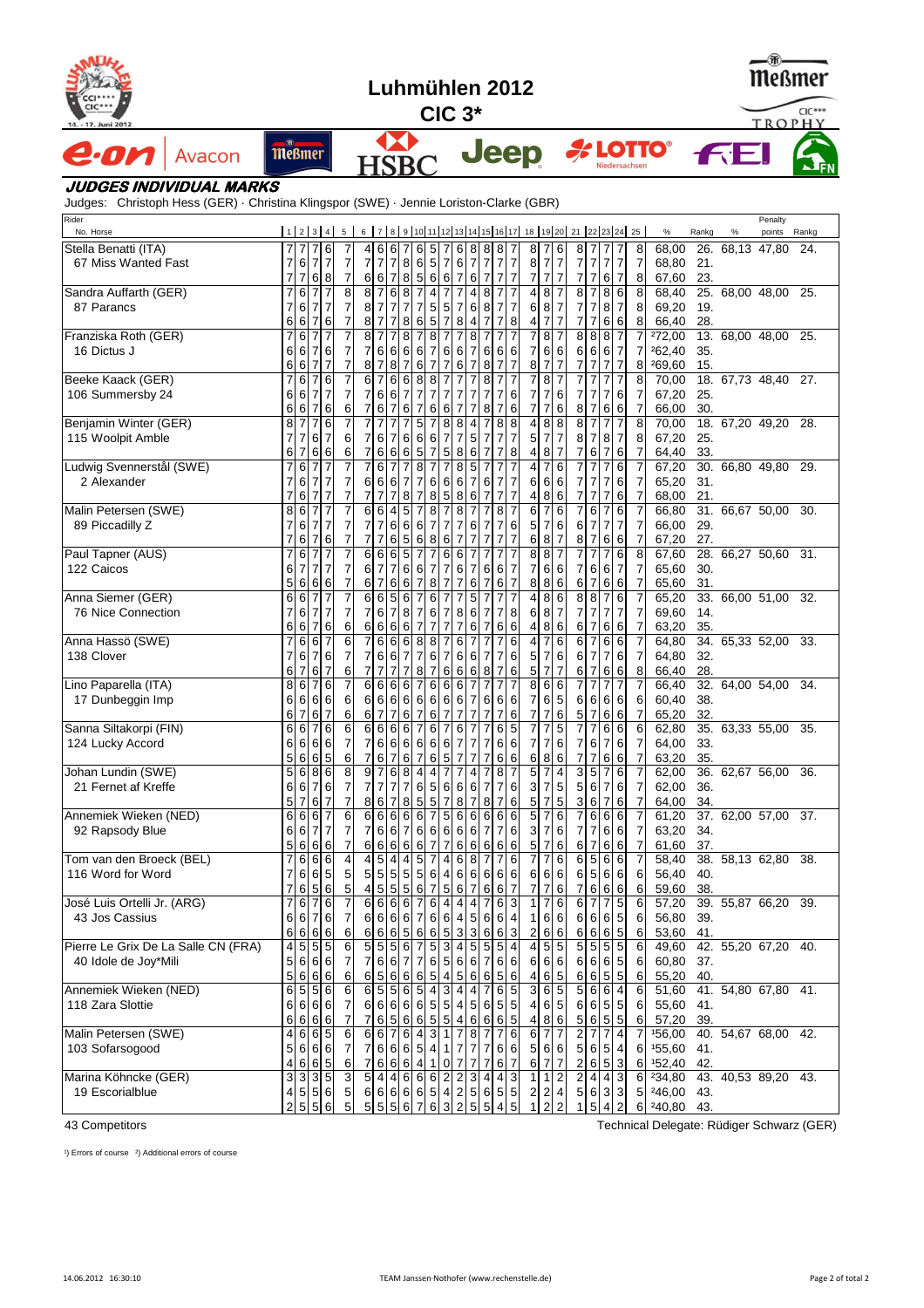# Luhmühlen 2012

## CIC 3*

### JUDGES INDIVIDUAL MARKS

Judges: Christoph Hess (GER) · Christina Klingspor (SWE) · Jennie Loriston-Clarke (GBR)

| Rider / No. Horse | 1 | 2 | 3 | 4 | 5 | 6 | 7 | 8 | 9 | 10 | 11 | 12 | 13 | 14 | 15 | 16 | 17 | 18 | 19 | 20 | 21 | 22 | 23 | 24 | 25 | % | Rankg | % | Penalty points | Rankg |
|---|---|---|---|---|---|---|---|---|---|---|---|---|---|---|---|---|---|---|---|---|---|---|---|---|---|---|---|---|---|---|
| Stella Benatti (ITA) | 7 | 7 | 7 | 6 | 7 | 4 | 6 | 6 | 7 | 6 | 5 | 7 | 6 | 8 | 8 | 8 | 7 | 8 | 7 | 6 | 8 | 7 | 7 | 7 | 8 | 68,00 | 26. | 68,13 | 47,80 | 24. |
| 67 Miss Wanted Fast | 7 | 6 | 7 | 7 | 7 | 7 | 7 | 7 | 8 | 6 | 5 | 7 | 6 | 7 | 7 | 7 | 7 | 8 | 7 | 7 | 7 | 7 | 7 | 7 | 7 | 68,80 | 21. | | | |
| | 7 | 7 | 6 | 8 | 7 | 6 | 6 | 7 | 8 | 5 | 6 | 6 | 7 | 6 | 7 | 7 | 7 | 7 | 7 | 7 | 7 | 7 | 6 | 7 | 8 | 67,60 | 23. | | | |
| Sandra Auffarth (GER) | 7 | 6 | 7 | 7 | 8 | 8 | 7 | 6 | 8 | 7 | 4 | 7 | 7 | 4 | 8 | 7 | 7 | 4 | 8 | 7 | 8 | 7 | 8 | 6 | 8 | 68,40 | 25. | 68,00 | 48,00 | 25. |
| 87 Parancs | 7 | 6 | 7 | 7 | 7 | 8 | 7 | 7 | 7 | 7 | 5 | 5 | 7 | 6 | 8 | 7 | 7 | 6 | 8 | 7 | 7 | 7 | 8 | 7 | 8 | 69,20 | 19. | | | |
| | 6 | 6 | 7 | 6 | 7 | 8 | 7 | 7 | 8 | 6 | 5 | 7 | 8 | 4 | 7 | 7 | 8 | 4 | 7 | 7 | 7 | 7 | 6 | 6 | 8 | 66,40 | 28. | | | |
| Franziska Roth (GER) | 7 | 6 | 7 | 7 | 7 | 8 | 7 | 7 | 8 | 7 | 8 | 7 | 7 | 8 | 7 | 7 | 7 | 7 | 8 | 7 | 8 | 8 | 8 | 7 | 7 | [2]72,00 | 13. | 68,00 | 48,00 | 25. |
| 16 Dictus J | 6 | 6 | 7 | 6 | 7 | 7 | 6 | 6 | 6 | 6 | 7 | 6 | 6 | 7 | 6 | 6 | 6 | 7 | 6 | 6 | 6 | 6 | 6 | 7 | 7 | [2]62,40 | 35. | | | |
| | 6 | 6 | 7 | 7 | 7 | 8 | 7 | 8 | 7 | 6 | 7 | 7 | 6 | 7 | 8 | 7 | 7 | 8 | 7 | 7 | 7 | 7 | 7 | 7 | 8 | [2]69,60 | 15. | | | |
| Beeke Kaack (GER) | 7 | 6 | 7 | 6 | 7 | 6 | 7 | 6 | 6 | 8 | 8 | 7 | 7 | 7 | 8 | 7 | 7 | 7 | 8 | 7 | 7 | 7 | 7 | 7 | 8 | 70,00 | 18. | 67,73 | 48,40 | 27. |
| 106 Summersby 24 | 6 | 6 | 7 | 7 | 7 | 7 | 6 | 6 | 7 | 7 | 7 | 7 | 7 | 7 | 7 | 7 | 6 | 7 | 7 | 6 | 7 | 7 | 7 | 6 | 7 | 67,20 | 25. | | | |
| | 6 | 6 | 7 | 6 | 6 | 7 | 6 | 7 | 6 | 7 | 6 | 6 | 7 | 7 | 8 | 7 | 6 | 7 | 7 | 6 | 8 | 7 | 6 | 6 | 7 | 66,00 | 30. | | | |
| Benjamin Winter (GER) | 8 | 7 | 7 | 7 | 7 | 7 | 7 | 7 | 7 | 5 | 7 | 8 | 8 | 4 | 7 | 8 | 8 | 4 | 8 | 8 | 8 | 7 | 7 | 7 | 8 | 70,00 | 18. | 67,20 | 49,20 | 28. |
| 115 Woolpit Amble | 7 | 7 | 6 | 7 | 6 | 7 | 6 | 7 | 6 | 6 | 6 | 7 | 7 | 5 | 7 | 7 | 7 | 5 | 7 | 7 | 8 | 7 | 8 | 7 | 8 | 67,20 | 25. | | | |
| | 6 | 7 | 6 | 6 | 6 | 7 | 6 | 6 | 6 | 5 | 7 | 5 | 8 | 6 | 7 | 7 | 8 | 4 | 8 | 7 | 7 | 6 | 7 | 6 | 7 | 64,40 | 33. | | | |
| Ludwig Svennerstål (SWE) | 7 | 6 | 7 | 7 | 7 | 7 | 6 | 7 | 7 | 8 | 7 | 7 | 8 | 5 | 7 | 7 | 7 | 4 | 7 | 6 | 7 | 7 | 7 | 6 | 7 | 67,20 | 30. | 66,80 | 49,80 | 29. |
| 2 Alexander | 7 | 6 | 7 | 7 | 7 | 6 | 6 | 6 | 7 | 7 | 6 | 6 | 6 | 7 | 6 | 7 | 7 | 6 | 6 | 6 | 7 | 7 | 7 | 6 | 7 | 65,20 | 31. | | | |
| | 7 | 6 | 7 | 7 | 7 | 7 | 7 | 7 | 8 | 7 | 8 | 5 | 8 | 6 | 7 | 7 | 7 | 4 | 8 | 6 | 7 | 7 | 7 | 6 | 7 | 68,00 | 21. | | | |
| Malin Petersen (SWE) | 8 | 6 | 7 | 7 | 7 | 6 | 6 | 4 | 5 | 7 | 8 | 7 | 8 | 7 | 7 | 8 | 7 | 6 | 7 | 6 | 7 | 6 | 7 | 6 | 7 | 66,80 | 31. | 66,67 | 50,00 | 30. |
| 89 Piccadilly Z | 7 | 6 | 7 | 7 | 7 | 7 | 7 | 6 | 6 | 6 | 7 | 7 | 7 | 6 | 7 | 7 | 6 | 5 | 7 | 6 | 6 | 7 | 7 | 7 | 7 | 66,00 | 29. | | | |
| | 7 | 6 | 7 | 6 | 7 | 7 | 7 | 6 | 5 | 6 | 8 | 6 | 7 | 7 | 7 | 7 | 7 | 6 | 8 | 7 | 8 | 7 | 6 | 6 | 7 | 67,20 | 27. | | | |
| Paul Tapner (AUS) | 7 | 6 | 7 | 7 | 7 | 6 | 6 | 6 | 5 | 7 | 7 | 6 | 6 | 7 | 7 | 7 | 7 | 8 | 8 | 7 | 7 | 7 | 7 | 6 | 8 | 67,60 | 28. | 66,27 | 50,60 | 31. |
| 122 Caicos | 6 | 7 | 7 | 7 | 7 | 6 | 7 | 7 | 6 | 6 | 7 | 7 | 6 | 7 | 6 | 6 | 7 | 7 | 6 | 6 | 7 | 6 | 6 | 7 | 7 | 65,60 | 30. | | | |
| | 5 | 6 | 6 | 6 | 7 | 6 | 7 | 6 | 6 | 7 | 8 | 7 | 7 | 6 | 7 | 6 | 7 | 8 | 8 | 6 | 6 | 7 | 6 | 6 | 7 | 65,60 | 31. | | | |
| Anna Siemer (GER) | 6 | 6 | 7 | 7 | 7 | 6 | 6 | 5 | 6 | 7 | 6 | 7 | 7 | 5 | 7 | 7 | 7 | 4 | 8 | 6 | 8 | 8 | 7 | 6 | 7 | 65,20 | 33. | 66,00 | 51,00 | 32. |
| 76 Nice Connection | 7 | 6 | 7 | 7 | 7 | 7 | 6 | 7 | 8 | 7 | 6 | 7 | 8 | 6 | 7 | 7 | 8 | 6 | 8 | 7 | 7 | 7 | 7 | 7 | 7 | 69,60 | 14. | | | |
| | 6 | 6 | 7 | 6 | 6 | 6 | 6 | 6 | 6 | 7 | 7 | 7 | 7 | 6 | 7 | 6 | 6 | 4 | 8 | 6 | 6 | 7 | 6 | 6 | 7 | 63,20 | 35. | | | |
| Anna Hassö (SWE) | 7 | 6 | 6 | 7 | 6 | 7 | 6 | 6 | 6 | 8 | 8 | 7 | 6 | 7 | 7 | 7 | 6 | 4 | 7 | 6 | 6 | 7 | 6 | 6 | 7 | 64,80 | 34. | 65,33 | 52,00 | 33. |
| 138 Clover | 7 | 6 | 7 | 6 | 7 | 7 | 6 | 6 | 7 | 7 | 6 | 7 | 6 | 6 | 7 | 7 | 6 | 5 | 7 | 6 | 6 | 7 | 7 | 6 | 7 | 64,80 | 32. | | | |
| | 6 | 7 | 6 | 7 | 6 | 7 | 7 | 7 | 7 | 8 | 7 | 6 | 6 | 6 | 8 | 7 | 6 | 5 | 7 | 7 | 6 | 7 | 6 | 6 | 8 | 66,40 | 28. | | | |
| Lino Paparella (ITA) | 8 | 6 | 7 | 6 | 7 | 6 | 6 | 6 | 6 | 7 | 6 | 6 | 6 | 7 | 7 | 7 | 7 | 8 | 6 | 6 | 7 | 7 | 7 | 7 | 7 | 66,40 | 32. | 64,00 | 54,00 | 34. |
| 17 Dunbeggin Imp | 6 | 6 | 6 | 6 | 6 | 6 | 6 | 6 | 6 | 6 | 6 | 6 | 6 | 7 | 6 | 6 | 6 | 7 | 6 | 5 | 6 | 6 | 6 | 6 | 6 | 60,40 | 38. | | | |
| | 6 | 7 | 6 | 7 | 6 | 6 | 7 | 7 | 6 | 7 | 6 | 7 | 7 | 7 | 7 | 7 | 6 | 7 | 7 | 6 | 5 | 7 | 6 | 6 | 7 | 65,20 | 32. | | | |
| Sanna Siltakorpi (FIN) | 6 | 6 | 7 | 6 | 6 | 6 | 6 | 6 | 6 | 7 | 6 | 7 | 6 | 7 | 7 | 6 | 5 | 7 | 7 | 5 | 7 | 7 | 6 | 6 | 6 | 62,80 | 35. | 63,33 | 55,00 | 35. |
| 124 Lucky Accord | 6 | 6 | 6 | 6 | 7 | 7 | 6 | 6 | 6 | 6 | 6 | 6 | 6 | 7 | 7 | 6 | 6 | 7 | 7 | 6 | 7 | 6 | 7 | 6 | 7 | 64,00 | 33. | | | |
| | 5 | 6 | 6 | 5 | 6 | 7 | 6 | 7 | 6 | 7 | 6 | 5 | 7 | 7 | 7 | 6 | 6 | 6 | 8 | 6 | 7 | 7 | 6 | 6 | 7 | 63,20 | 35. | | | |
| Johan Lundin (SWE) | 5 | 6 | 8 | 6 | 8 | 9 | 7 | 6 | 8 | 4 | 4 | 7 | 7 | 4 | 7 | 8 | 7 | 5 | 7 | 4 | 3 | 5 | 7 | 6 | 7 | 62,00 | 36. | 62,67 | 56,00 | 36. |
| 21 Fernet af Kreffe | 6 | 6 | 7 | 6 | 7 | 7 | 7 | 7 | 7 | 6 | 5 | 6 | 6 | 6 | 7 | 7 | 6 | 3 | 7 | 5 | 5 | 6 | 7 | 6 | 7 | 62,00 | 36. | | | |
| | 5 | 7 | 6 | 7 | 7 | 8 | 6 | 7 | 8 | 5 | 5 | 7 | 8 | 7 | 8 | 7 | 6 | 5 | 7 | 5 | 3 | 6 | 7 | 6 | 7 | 64,00 | 34. | | | |
| Annemiek Wieken (NED) | 6 | 6 | 6 | 7 | 6 | 6 | 6 | 6 | 6 | 6 | 7 | 5 | 6 | 6 | 6 | 6 | 6 | 5 | 7 | 6 | 7 | 6 | 6 | 6 | 7 | 61,20 | 37. | 62,00 | 57,00 | 37. |
| 92 Rapsody Blue | 6 | 6 | 7 | 7 | 7 | 7 | 6 | 6 | 7 | 6 | 6 | 6 | 6 | 6 | 7 | 7 | 6 | 3 | 7 | 6 | 7 | 7 | 6 | 6 | 7 | 63,20 | 34. | | | |
| | 5 | 6 | 6 | 6 | 7 | 6 | 6 | 6 | 6 | 6 | 7 | 7 | 6 | 6 | 6 | 6 | 6 | 5 | 7 | 6 | 6 | 7 | 6 | 6 | 7 | 61,60 | 37. | | | |
| Tom van den Broeck (BEL) | 7 | 6 | 6 | 6 | 4 | 4 | 5 | 4 | 4 | 5 | 7 | 4 | 6 | 8 | 7 | 7 | 6 | 7 | 7 | 6 | 6 | 5 | 6 | 6 | 7 | 58,40 | 38. | 58,13 | 62,80 | 38. |
| 116 Word for Word | 7 | 6 | 6 | 5 | 5 | 5 | 5 | 5 | 5 | 5 | 6 | 4 | 6 | 6 | 6 | 6 | 6 | 6 | 6 | 6 | 6 | 5 | 6 | 6 | 6 | 56,40 | 40. | | | |
| | 7 | 6 | 5 | 6 | 5 | 4 | 5 | 5 | 5 | 6 | 7 | 5 | 6 | 7 | 6 | 6 | 7 | 7 | 7 | 6 | 7 | 6 | 6 | 6 | 6 | 59,60 | 38. | | | |
| José Luis Ortelli Jr. (ARG) | 7 | 6 | 7 | 6 | 7 | 6 | 6 | 6 | 6 | 7 | 6 | 4 | 4 | 4 | 7 | 6 | 3 | 1 | 7 | 6 | 6 | 7 | 7 | 5 | 6 | 57,20 | 39. | 55,87 | 66,20 | 39. |
| 43 Jos Cassius | 6 | 6 | 7 | 6 | 7 | 6 | 6 | 6 | 6 | 7 | 6 | 6 | 4 | 5 | 6 | 6 | 4 | 1 | 6 | 6 | 6 | 6 | 6 | 5 | 6 | 56,80 | 39. | | | |
| | 6 | 6 | 6 | 6 | 6 | 6 | 6 | 6 | 5 | 6 | 6 | 5 | 3 | 3 | 6 | 6 | 3 | 2 | 6 | 6 | 6 | 6 | 6 | 5 | 6 | 53,60 | 41. | | | |
| Pierre Le Grix De La Salle CN (FRA) | 4 | 5 | 5 | 5 | 6 | 5 | 5 | 5 | 6 | 7 | 5 | 3 | 4 | 5 | 5 | 5 | 4 | 4 | 5 | 5 | 5 | 5 | 5 | 5 | 6 | 49,60 | 42. | 55,20 | 67,20 | 40. |
| 40 Idole de Joy*Mili | 5 | 6 | 6 | 6 | 7 | 7 | 6 | 6 | 7 | 7 | 6 | 5 | 6 | 6 | 7 | 6 | 6 | 6 | 6 | 6 | 6 | 6 | 6 | 5 | 6 | 60,80 | 37. | | | |
| | 5 | 6 | 6 | 6 | 6 | 6 | 5 | 6 | 6 | 6 | 5 | 4 | 5 | 6 | 6 | 5 | 6 | 4 | 6 | 5 | 6 | 6 | 5 | 5 | 6 | 55,20 | 40. | | | |
| Annemiek Wieken (NED) | 6 | 5 | 5 | 6 | 6 | 6 | 5 | 5 | 6 | 5 | 4 | 3 | 4 | 4 | 7 | 6 | 5 | 3 | 6 | 5 | 5 | 6 | 6 | 4 | 6 | 51,60 | 41. | 54,80 | 67,80 | 41. |
| 118 Zara Slottie | 6 | 6 | 6 | 6 | 7 | 6 | 6 | 6 | 6 | 6 | 5 | 5 | 4 | 5 | 6 | 5 | 5 | 4 | 6 | 5 | 6 | 6 | 5 | 5 | 6 | 55,60 | 41. | | | |
| | 6 | 6 | 6 | 6 | 7 | 7 | 6 | 5 | 6 | 6 | 5 | 5 | 4 | 6 | 6 | 6 | 5 | 4 | 8 | 6 | 5 | 6 | 5 | 5 | 6 | 57,20 | 39. | | | |
| Malin Petersen (SWE) | 4 | 6 | 6 | 5 | 6 | 6 | 6 | 7 | 6 | 4 | 3 | 1 | 7 | 8 | 7 | 7 | 6 | 6 | 7 | 7 | 2 | 7 | 7 | 4 | 7 | [1]56,00 | 40. | 54,67 | 68,00 | 42. |
| 103 Sofarsogood | 5 | 6 | 6 | 6 | 7 | 7 | 6 | 6 | 6 | 5 | 4 | 1 | 7 | 7 | 7 | 6 | 6 | 5 | 6 | 6 | 5 | 6 | 5 | 4 | 6 | [1]55,60 | 41. | | | |
| | 4 | 6 | 6 | 5 | 6 | 7 | 6 | 6 | 6 | 4 | 1 | 0 | 7 | 7 | 7 | 6 | 7 | 6 | 7 | 7 | 2 | 6 | 5 | 3 | 6 | [1]52,40 | 42. | | | |
| Marina Köhncke (GER) | 3 | 3 | 3 | 5 | 3 | 5 | 4 | 4 | 6 | 6 | 6 | 2 | 2 | 3 | 4 | 4 | 3 | 1 | 1 | 2 | 2 | 4 | 4 | 3 | 6 | [2]34,80 | 43. | 40,53 | 89,20 | 43. |
| 19 Escorialblue | 4 | 5 | 5 | 6 | 5 | 6 | 6 | 6 | 6 | 6 | 5 | 4 | 2 | 5 | 6 | 5 | 5 | 2 | 2 | 4 | 5 | 6 | 3 | 3 | 5 | [2]46,00 | 43. | | | |
| | 2 | 5 | 5 | 6 | 5 | 5 | 5 | 5 | 6 | 7 | 6 | 3 | 2 | 5 | 5 | 4 | 5 | 1 | 2 | 2 | 1 | 5 | 4 | 2 | 6 | [2]40,80 | 43. | | | |

43 Competitors

Technical Delegate: Rüdiger Schwarz (GER)

[1]) Errors of course [2]) Additional errors of course